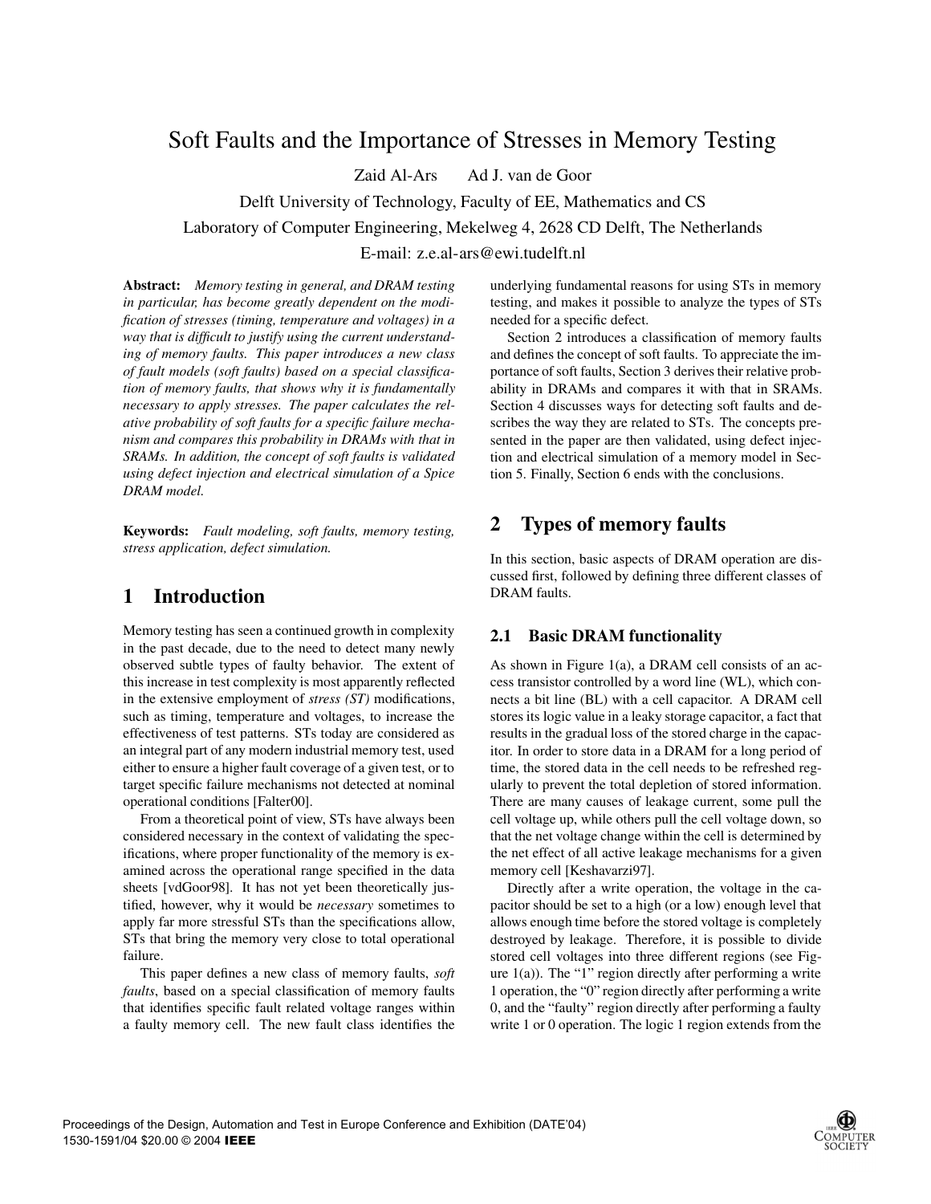# Soft Faults and the Importance of Stresses in Memory Testing

Zaid Al-Ars    Ad J. van de Goor

Delft University of Technology, Faculty of EE, Mathematics and CS

Laboratory of Computer Engineering, Mekelweg 4, 2628 CD Delft, The Netherlands

E-mail: z.e.al-ars@ewi.tudelft.nl

**Abstract:** *Memory testing in general, and DRAM testing in particular, has become greatly dependent on the modification of stresses (timing, temperature and voltages) in a way that is difficult to justify using the current understanding of memory faults. This paper introduces a new class of fault models (soft faults) based on a special classification of memory faults, that shows why it is fundamentally necessary to apply stresses. The paper calculates the relative probability of soft faults for a specific failure mechanism and compares this probability in DRAMs with that in SRAMs. In addition, the concept of soft faults is validated using defect injection and electrical simulation of a Spice DRAM model.*

**Keywords:** *Fault modeling, soft faults, memory testing, stress application, defect simulation.*

## 1 Introduction

Memory testing has seen a continued growth in complexity in the past decade, due to the need to detect many newly observed subtle types of faulty behavior. The extent of this increase in test complexity is most apparently reflected in the extensive employment of *stress (ST)* modifications, such as timing, temperature and voltages, to increase the effectiveness of test patterns. STs today are considered as an integral part of any modern industrial memory test, used either to ensure a higher fault coverage of a given test, or to target specific failure mechanisms not detected at nominal operational conditions [Falter00].

From a theoretical point of view, STs have always been considered necessary in the context of validating the specifications, where proper functionality of the memory is examined across the operational range specified in the data sheets [vdGoor98]. It has not yet been theoretically justified, however, why it would be *necessary* sometimes to apply far more stressful STs than the specifications allow, STs that bring the memory very close to total operational failure.

This paper defines a new class of memory faults, *soft faults*, based on a special classification of memory faults that identifies specific fault related voltage ranges within a faulty memory cell. The new fault class identifies the underlying fundamental reasons for using STs in memory testing, and makes it possible to analyze the types of STs needed for a specific defect.

Section 2 introduces a classification of memory faults and defines the concept of soft faults. To appreciate the importance of soft faults, Section 3 derives their relative probability in DRAMs and compares it with that in SRAMs. Section 4 discusses ways for detecting soft faults and describes the way they are related to STs. The concepts presented in the paper are then validated, using defect injection and electrical simulation of a memory model in Section 5. Finally, Section 6 ends with the conclusions.

## 2 Types of memory faults

In this section, basic aspects of DRAM operation are discussed first, followed by defining three different classes of DRAM faults.

### 2.1 Basic DRAM functionality

As shown in Figure 1(a), a DRAM cell consists of an access transistor controlled by a word line (WL), which connects a bit line (BL) with a cell capacitor. A DRAM cell stores its logic value in a leaky storage capacitor, a fact that results in the gradual loss of the stored charge in the capacitor. In order to store data in a DRAM for a long period of time, the stored data in the cell needs to be refreshed regularly to prevent the total depletion of stored information. There are many causes of leakage current, some pull the cell voltage up, while others pull the cell voltage down, so that the net voltage change within the cell is determined by the net effect of all active leakage mechanisms for a given memory cell [Keshavarzi97].

Directly after a write operation, the voltage in the capacitor should be set to a high (or a low) enough level that allows enough time before the stored voltage is completely destroyed by leakage. Therefore, it is possible to divide stored cell voltages into three different regions (see Figure 1(a)). The "1" region directly after performing a write 1 operation, the "0" region directly after performing a write 0, and the "faulty" region directly after performing a faulty write 1 or 0 operation. The logic 1 region extends from the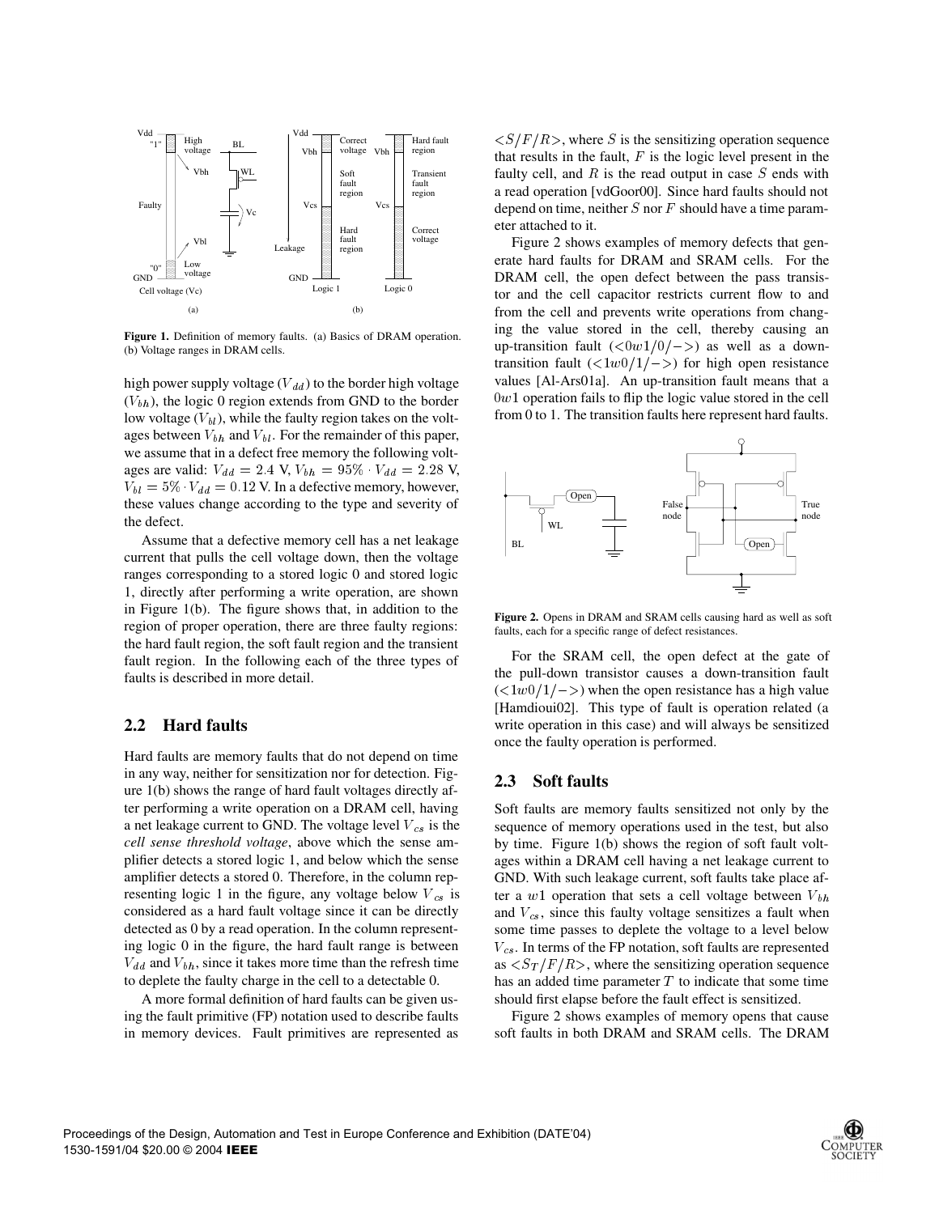Figure 1. Definition of memory faults. (a) Basics of DRAM operation. (b) Voltage ranges in DRAM cells.

high power supply voltage ($V_{dd}$) to the border high voltage ($V_{bh}$), the logic 0 region extends from GND to the border low voltage ($V_{bl}$), while the faulty region takes on the voltages between $V_{bh}$ and $V_{bl}$. For the remainder of this paper, we assume that in a defect free memory the following voltages are valid: $V_{dd} = 2.4$ V, $V_{bh} = 95\% \cdot V_{dd} = 2.28$ V, $V_{bl} = 5\% \cdot V_{dd} = 0.12$ V. In a defective memory, however, these values change according to the type and severity of the defect.

Assume that a defective memory cell has a net leakage current that pulls the cell voltage down, then the voltage ranges corresponding to a stored logic 0 and stored logic 1, directly after performing a write operation, are shown in Figure 1(b). The figure shows that, in addition to the region of proper operation, there are three faulty regions: the hard fault region, the soft fault region and the transient fault region. In the following each of the three types of faults is described in more detail.

## 2.2 Hard faults

Hard faults are memory faults that do not depend on time in any way, neither for sensitization nor for detection. Figure 1(b) shows the range of hard fault voltages directly after performing a write operation on a DRAM cell, having a net leakage current to GND. The voltage level $V_{cs}$ is the *cell sense threshold voltage*, above which the sense amplifier detects a stored logic 1, and below which the sense amplifier detects a stored 0. Therefore, in the column representing logic 1 in the figure, any voltage below $V_{cs}$ is considered as a hard fault voltage since it can be directly detected as 0 by a read operation. In the column representing logic 0 in the figure, the hard fault range is between $V_{dd}$ and $V_{bh}$, since it takes more time than the refresh time to deplete the faulty charge in the cell to a detectable 0.

A more formal definition of hard faults can be given using the fault primitive (FP) notation used to describe faults in memory devices. Fault primitives are represented as $<S/F/R>$, where $S$ is the sensitizing operation sequence that results in the fault, $F$ is the logic level present in the faulty cell, and $R$ is the read output in case $S$ ends with a read operation [vdGoor00]. Since hard faults should not depend on time, neither $S$ nor $F$ should have a time parameter attached to it.

Figure 2 shows examples of memory defects that generate hard faults for DRAM and SRAM cells. For the DRAM cell, the open defect between the pass transistor and the cell capacitor restricts current flow to and from the cell and prevents write operations from changing the value stored in the cell, thereby causing an up-transition fault ($<0w1/0/->$) as well as a down-transition fault ($<1w0/1/->$) for high open resistance values [Al-Ars01a]. An up-transition fault means that a $0w1$ operation fails to flip the logic value stored in the cell from 0 to 1. The transition faults here represent hard faults.

Figure 2. Opens in DRAM and SRAM cells causing hard as well as soft faults, each for a specific range of defect resistances.

For the SRAM cell, the open defect at the gate of the pull-down transistor causes a down-transition fault ($<1w0/1/->$) when the open resistance has a high value [Hamdioui02]. This type of fault is operation related (a write operation in this case) and will always be sensitized once the faulty operation is performed.

## 2.3 Soft faults

Soft faults are memory faults sensitized not only by the sequence of memory operations used in the test, but also by time. Figure 1(b) shows the region of soft fault voltages within a DRAM cell having a net leakage current to GND. With such leakage current, soft faults take place after a $w1$ operation that sets a cell voltage between $V_{bh}$ and $V_{cs}$, since this faulty voltage sensitizes a fault when some time passes to deplete the voltage to a level below $V_{cs}$. In terms of the FP notation, soft faults are represented as $<S_T/F/R>$, where the sensitizing operation sequence has an added time parameter $T$ to indicate that some time should first elapse before the fault effect is sensitized.

Figure 2 shows examples of memory opens that cause soft faults in both DRAM and SRAM cells. The DRAM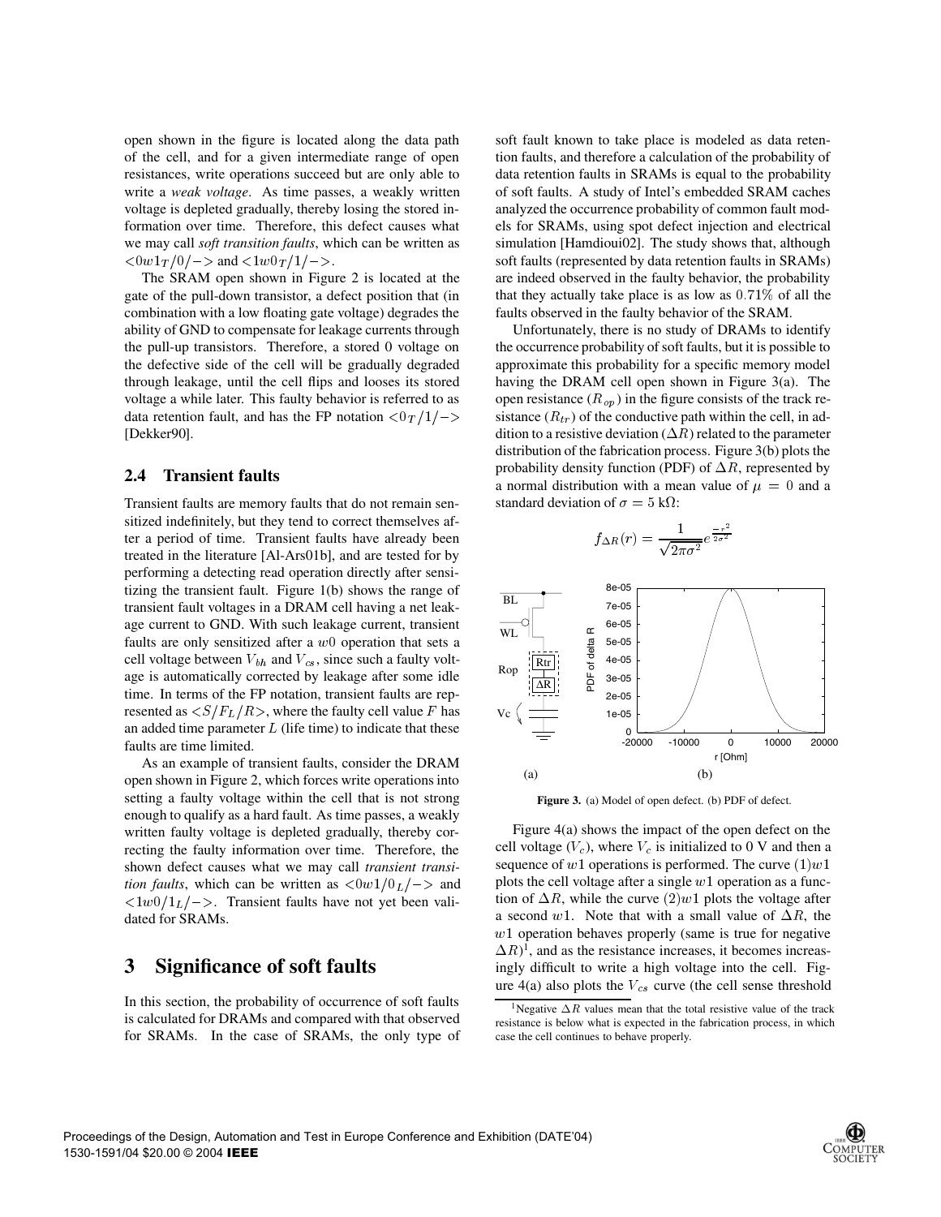open shown in the figure is located along the data path of the cell, and for a given intermediate range of open resistances, write operations succeed but are only able to write a *weak voltage*. As time passes, a weakly written voltage is depleted gradually, thereby losing the stored information over time. Therefore, this defect causes what we may call *soft transition faults*, which can be written as $<0w1_T/0/->$ and $<1w0_T/1/->$.

The SRAM open shown in Figure 2 is located at the gate of the pull-down transistor, a defect position that (in combination with a low floating gate voltage) degrades the ability of GND to compensate for leakage currents through the pull-up transistors. Therefore, a stored 0 voltage on the defective side of the cell will be gradually degraded through leakage, until the cell flips and looses its stored voltage a while later. This faulty behavior is referred to as data retention fault, and has the FP notation $<0_T/1/->$ [Dekker90].

### 2.4 Transient faults

Transient faults are memory faults that do not remain sensitized indefinitely, but they tend to correct themselves after a period of time. Transient faults have already been treated in the literature [Al-Ars01b], and are tested for by performing a detecting read operation directly after sensitizing the transient fault. Figure 1(b) shows the range of transient fault voltages in a DRAM cell having a net leakage current to GND. With such leakage current, transient faults are only sensitized after a $w0$ operation that sets a cell voltage between $V_{bh}$ and $V_{cs}$, since such a faulty voltage is automatically corrected by leakage after some idle time. In terms of the FP notation, transient faults are represented as $<S/F_L/R>$, where the faulty cell value $F$ has an added time parameter $L$ (life time) to indicate that these faults are time limited.

As an example of transient faults, consider the DRAM open shown in Figure 2, which forces write operations into setting a faulty voltage within the cell that is not strong enough to qualify as a hard fault. As time passes, a weakly written faulty voltage is depleted gradually, thereby correcting the faulty information over time. Therefore, the shown defect causes what we may call *transient transition faults*, which can be written as $<0w1/0_L/->$ and $<1w0/1_L/->$. Transient faults have not yet been validated for SRAMs.

## 3 Significance of soft faults

In this section, the probability of occurrence of soft faults is calculated for DRAMs and compared with that observed for SRAMs. In the case of SRAMs, the only type of soft fault known to take place is modeled as data retention faults, and therefore a calculation of the probability of data retention faults in SRAMs is equal to the probability of soft faults. A study of Intel's embedded SRAM caches analyzed the occurrence probability of common fault models for SRAMs, using spot defect injection and electrical simulation [Hamdioui02]. The study shows that, although soft faults (represented by data retention faults in SRAMs) are indeed observed in the faulty behavior, the probability that they actually take place is as low as $0.71\%$ of all the faults observed in the faulty behavior of the SRAM.

Unfortunately, there is no study of DRAMs to identify the occurrence probability of soft faults, but it is possible to approximate this probability for a specific memory model having the DRAM cell open shown in Figure 3(a). The open resistance ($R_{op}$) in the figure consists of the track resistance ($R_{tr}$) of the conductive path within the cell, in addition to a resistive deviation ($\Delta R$) related to the parameter distribution of the fabrication process. Figure 3(b) plots the probability density function (PDF) of $\Delta R$, represented by a normal distribution with a mean value of $\mu = 0$ and a standard deviation of $\sigma = 5$ k$\Omega$:

$$f_{\Delta R}(r) = \frac{1}{\sqrt{2\pi\sigma^2}} e^{\frac{-r^2}{2\sigma^2}}$$

**Figure 3.** (a) Model of open defect. (b) PDF of defect.

Figure 4(a) shows the impact of the open defect on the cell voltage ($V_c$), where $V_c$ is initialized to 0 V and then a sequence of $w1$ operations is performed. The curve $(1)w1$ plots the cell voltage after a single $w1$ operation as a function of $\Delta R$, while the curve $(2)w1$ plots the voltage after a second $w1$. Note that with a small value of $\Delta R$, the $w1$ operation behaves properly (same is true for negative $\Delta R$)[1], and as the resistance increases, it becomes increasingly difficult to write a high voltage into the cell. Figure 4(a) also plots the $V_{cs}$ curve (the cell sense threshold

[1] Negative $\Delta R$ values mean that the total resistive value of the track resistance is below what is expected in the fabrication process, in which case the cell continues to behave properly.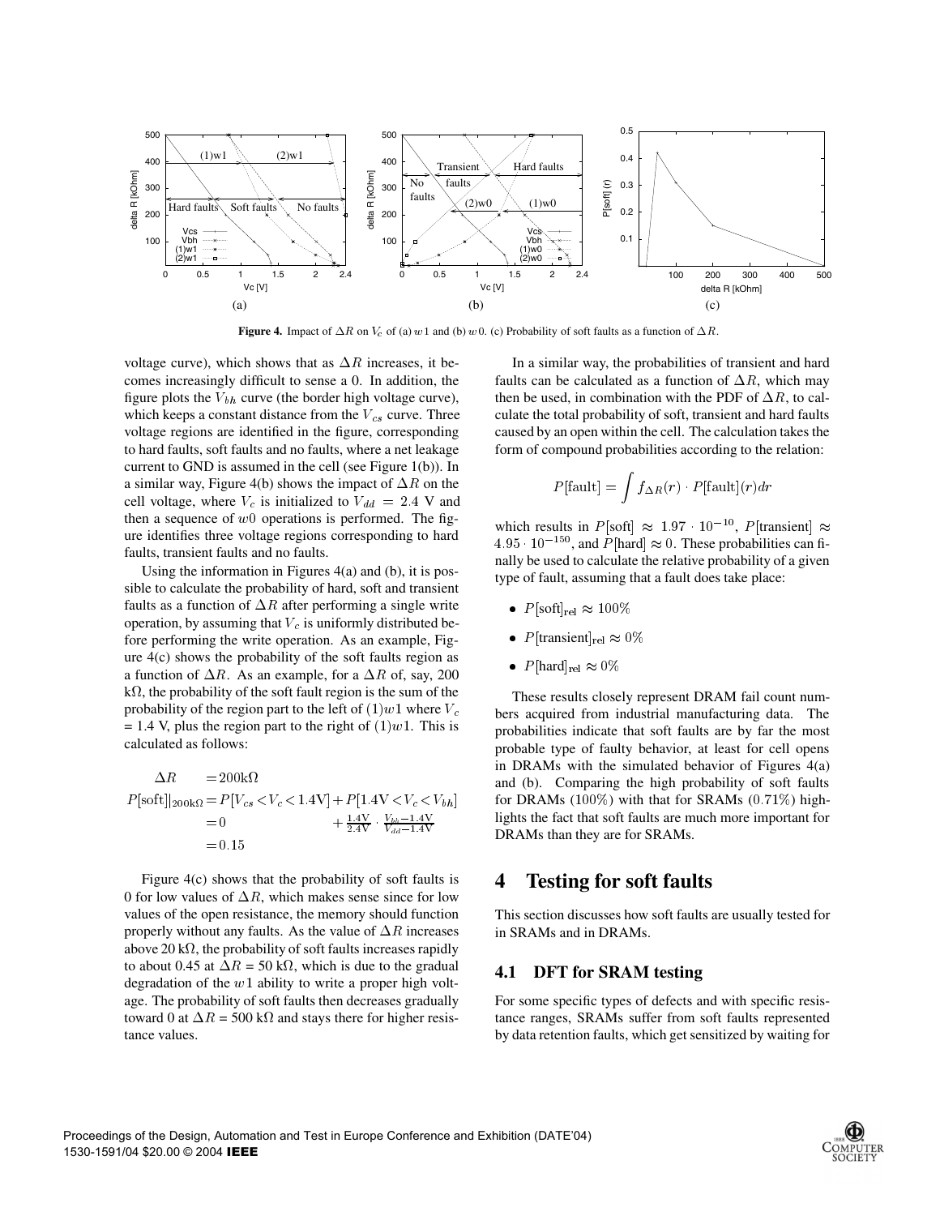**Figure 4.** Impact of $\Delta R$ on $V_c$ of (a) $w1$ and (b) $w0$. (c) Probability of soft faults as a function of $\Delta R$.

voltage curve), which shows that as $\Delta R$ increases, it becomes increasingly difficult to sense a 0. In addition, the figure plots the $V_{bh}$ curve (the border high voltage curve), which keeps a constant distance from the $V_{cs}$ curve. Three voltage regions are identified in the figure, corresponding to hard faults, soft faults and no faults, where a net leakage current to GND is assumed in the cell (see Figure 1(b)). In a similar way, Figure 4(b) shows the impact of $\Delta R$ on the cell voltage, where $V_c$ is initialized to $V_{dd} = 2.4$ V and then a sequence of $w0$ operations is performed. The figure identifies three voltage regions corresponding to hard faults, transient faults and no faults.

Using the information in Figures 4(a) and (b), it is possible to calculate the probability of hard, soft and transient faults as a function of $\Delta R$ after performing a single write operation, by assuming that $V_c$ is uniformly distributed before performing the write operation. As an example, Figure 4(c) shows the probability of the soft faults region as a function of $\Delta R$. As an example, for a $\Delta R$ of, say, 200 k$\Omega$, the probability of the soft fault region is the sum of the probability of the region part to the left of $(1)w1$ where $V_c$ = 1.4 V, plus the region part to the right of $(1)w1$. This is calculated as follows:

$$\begin{aligned}
\Delta R \quad &= 200\text{k}\Omega \\
P[\text{soft}]|_{200\text{k}\Omega} &= P[V_{cs} < V_c < 1.4\text{V}] + P[1.4\text{V} < V_c < V_{bh}] \\
&= 0 \qquad\qquad\qquad\quad + \tfrac{1.4\text{V}}{2.4\text{V}} \cdot \tfrac{V_{bh} - 1.4\text{V}}{V_{dd} - 1.4\text{V}} \\
&= 0.15
\end{aligned}$$

Figure 4(c) shows that the probability of soft faults is 0 for low values of $\Delta R$, which makes sense since for low values of the open resistance, the memory should function properly without any faults. As the value of $\Delta R$ increases above 20 k$\Omega$, the probability of soft faults increases rapidly to about 0.45 at $\Delta R$ = 50 k$\Omega$, which is due to the gradual degradation of the $w1$ ability to write a proper high voltage. The probability of soft faults then decreases gradually toward 0 at $\Delta R$ = 500 k$\Omega$ and stays there for higher resistance values.

In a similar way, the probabilities of transient and hard faults can be calculated as a function of $\Delta R$, which may then be used, in combination with the PDF of $\Delta R$, to calculate the total probability of soft, transient and hard faults caused by an open within the cell. The calculation takes the form of compound probabilities according to the relation:

$$P[\text{fault}] = \int f_{\Delta R}(r) \cdot P[\text{fault}](r) dr$$

which results in $P[\text{soft}] \approx 1.97 \cdot 10^{-10}$, $P[\text{transient}] \approx 4.95 \cdot 10^{-150}$, and $P[\text{hard}] \approx 0$. These probabilities can finally be used to calculate the relative probability of a given type of fault, assuming that a fault does take place:

- $P[\text{soft}]_{\text{rel}} \approx 100\%$
- $P[\text{transient}]_{\text{rel}} \approx 0\%$
- $P[\text{hard}]_{\text{rel}} \approx 0\%$

These results closely represent DRAM fail count numbers acquired from industrial manufacturing data. The probabilities indicate that soft faults are by far the most probable type of faulty behavior, at least for cell opens in DRAMs with the simulated behavior of Figures 4(a) and (b). Comparing the high probability of soft faults for DRAMs ($100\%$) with that for SRAMs ($0.71\%$) highlights the fact that soft faults are much more important for DRAMs than they are for SRAMs.

# 4 Testing for soft faults

This section discusses how soft faults are usually tested for in SRAMs and in DRAMs.

## 4.1 DFT for SRAM testing

For some specific types of defects and with specific resistance ranges, SRAMs suffer from soft faults represented by data retention faults, which get sensitized by waiting for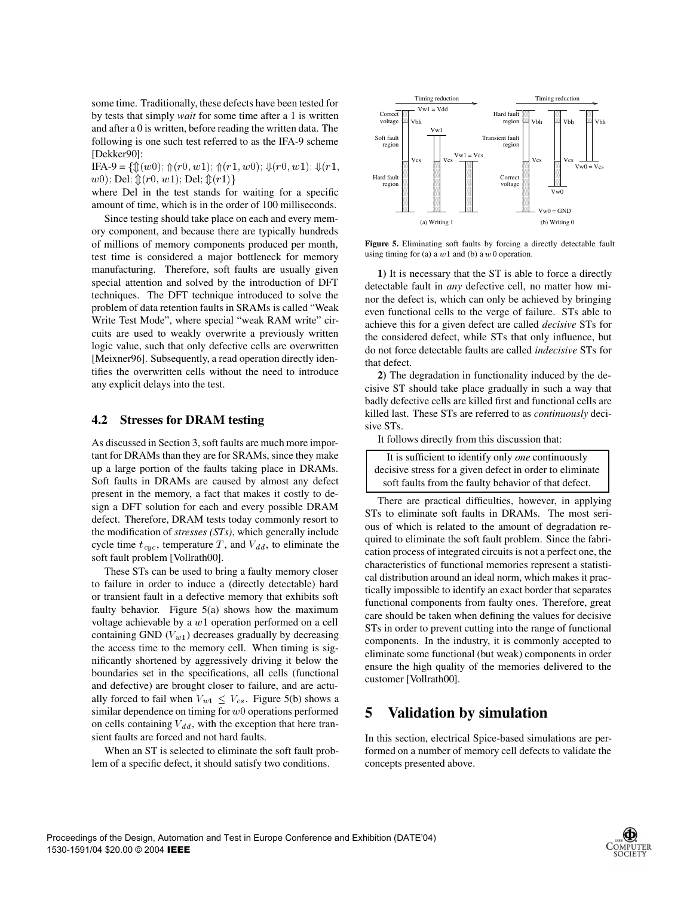some time. Traditionally, these defects have been tested for by tests that simply *wait* for some time after a 1 is written and after a 0 is written, before reading the written data. The following is one such test referred to as the IFA-9 scheme [Dekker90]:

IFA-9 = $\{\Updownarrow(w0); \Uparrow(r0, w1); \Uparrow(r1, w0); \Downarrow(r0, w1); \Downarrow(r1, w0);$ Del; $\Updownarrow(r0, w1);$ Del; $\Updownarrow(r1)\}$

where Del in the test stands for waiting for a specific amount of time, which is in the order of 100 milliseconds.

Since testing should take place on each and every memory component, and because there are typically hundreds of millions of memory components produced per month, test time is considered a major bottleneck for memory manufacturing. Therefore, soft faults are usually given special attention and solved by the introduction of DFT techniques. The DFT technique introduced to solve the problem of data retention faults in SRAMs is called "Weak Write Test Mode", where special "weak RAM write" circuits are used to weakly overwrite a previously written logic value, such that only defective cells are overwritten [Meixner96]. Subsequently, a read operation directly identifies the overwritten cells without the need to introduce any explicit delays into the test.

### 4.2 Stresses for DRAM testing

As discussed in Section 3, soft faults are much more important for DRAMs than they are for SRAMs, since they make up a large portion of the faults taking place in DRAMs. Soft faults in DRAMs are caused by almost any defect present in the memory, a fact that makes it costly to design a DFT solution for each and every possible DRAM defect. Therefore, DRAM tests today commonly resort to the modification of *stresses (STs)*, which generally include cycle time $t_{cyc}$, temperature $T$, and $V_{dd}$, to eliminate the soft fault problem [Vollrath00].

These STs can be used to bring a faulty memory closer to failure in order to induce a (directly detectable) hard or transient fault in a defective memory that exhibits soft faulty behavior. Figure 5(a) shows how the maximum voltage achievable by a $w1$ operation performed on a cell containing GND ($V_{w1}$) decreases gradually by decreasing the access time to the memory cell. When timing is significantly shortened by aggressively driving it below the boundaries set in the specifications, all cells (functional and defective) are brought closer to failure, and are actually forced to fail when $V_{w1} \leq V_{cs}$. Figure 5(b) shows a similar dependence on timing for $w0$ operations performed on cells containing $V_{dd}$, with the exception that here transient faults are forced and not hard faults.

When an ST is selected to eliminate the soft fault problem of a specific defect, it should satisfy two conditions.

**Figure 5.** Eliminating soft faults by forcing a directly detectable fault using timing for (a) a $w1$ and (b) a $w0$ operation.

**1)** It is necessary that the ST is able to force a directly detectable fault in *any* defective cell, no matter how minor the defect is, which can only be achieved by bringing even functional cells to the verge of failure. STs able to achieve this for a given defect are called *decisive* STs for the considered defect, while STs that only influence, but do not force detectable faults are called *indecisive* STs for that defect.

**2)** The degradation in functionality induced by the decisive ST should take place gradually in such a way that badly defective cells are killed first and functional cells are killed last. These STs are referred to as *continuously* decisive STs.

It follows directly from this discussion that:

> It is sufficient to identify only *one* continuously decisive stress for a given defect in order to eliminate soft faults from the faulty behavior of that defect.

There are practical difficulties, however, in applying STs to eliminate soft faults in DRAMs. The most serious of which is related to the amount of degradation required to eliminate the soft fault problem. Since the fabrication process of integrated circuits is not a perfect one, the characteristics of functional memories represent a statistical distribution around an ideal norm, which makes it practically impossible to identify an exact border that separates functional components from faulty ones. Therefore, great care should be taken when defining the values for decisive STs in order to prevent cutting into the range of functional components. In the industry, it is commonly accepted to eliminate some functional (but weak) components in order ensure the high quality of the memories delivered to the customer [Vollrath00].

## 5 Validation by simulation

In this section, electrical Spice-based simulations are performed on a number of memory cell defects to validate the concepts presented above.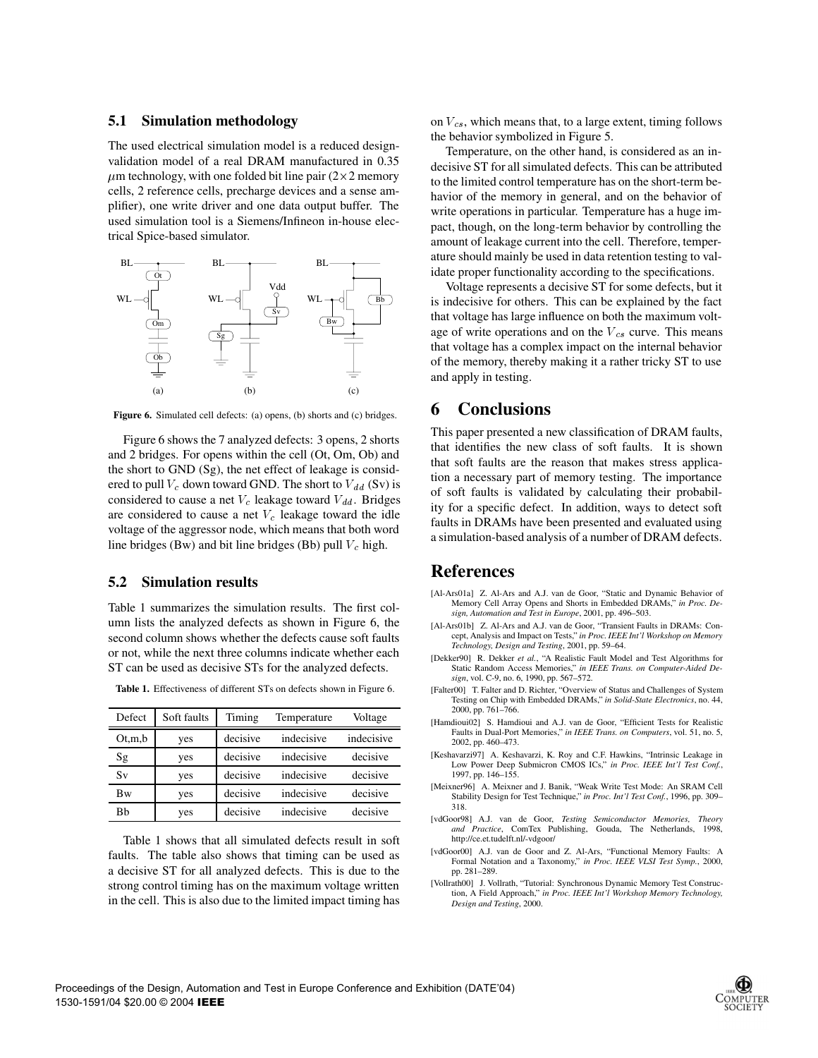### 5.1 Simulation methodology

The used electrical simulation model is a reduced design-validation model of a real DRAM manufactured in 0.35 $\mu$m technology, with one folded bit line pair ($2\times2$ memory cells, 2 reference cells, precharge devices and a sense amplifier), one write driver and one data output buffer. The used simulation tool is a Siemens/Infineon in-house electrical Spice-based simulator.

BL
Ot
WL
Om
Ob
(a)

BL
Vdd
WL
Sv
Sg
(b)

BL
WL
Bb
Bw
(c)

**Figure 6.** Simulated cell defects: (a) opens, (b) shorts and (c) bridges.

Figure 6 shows the 7 analyzed defects: 3 opens, 2 shorts and 2 bridges. For opens within the cell (Ot, Om, Ob) and the short to GND (Sg), the net effect of leakage is considered to pull $V_c$ down toward GND. The short to $V_{dd}$ (Sv) is considered to cause a net $V_c$ leakage toward $V_{dd}$. Bridges are considered to cause a net $V_c$ leakage toward the idle voltage of the aggressor node, which means that both word line bridges (Bw) and bit line bridges (Bb) pull $V_c$ high.

### 5.2 Simulation results

Table 1 summarizes the simulation results. The first column lists the analyzed defects as shown in Figure 6, the second column shows whether the defects cause soft faults or not, while the next three columns indicate whether each ST can be used as decisive STs for the analyzed defects.

**Table 1.** Effectiveness of different STs on defects shown in Figure 6.

| Defect | Soft faults | Timing | Temperature | Voltage |
|---|---|---|---|---|
| Ot,m,b | yes | decisive | indecisive | indecisive |
| Sg | yes | decisive | indecisive | decisive |
| Sv | yes | decisive | indecisive | decisive |
| Bw | yes | decisive | indecisive | decisive |
| Bb | yes | decisive | indecisive | decisive |

Table 1 shows that all simulated defects result in soft faults. The table also shows that timing can be used as a decisive ST for all analyzed defects. This is due to the strong control timing has on the maximum voltage written in the cell. This is also due to the limited impact timing has on $V_{cs}$, which means that, to a large extent, timing follows the behavior symbolized in Figure 5.

Temperature, on the other hand, is considered as an indecisive ST for all simulated defects. This can be attributed to the limited control temperature has on the short-term behavior of the memory in general, and on the behavior of write operations in particular. Temperature has a huge impact, though, on the long-term behavior by controlling the amount of leakage current into the cell. Therefore, temperature should mainly be used in data retention testing to validate proper functionality according to the specifications.

Voltage represents a decisive ST for some defects, but it is indecisive for others. This can be explained by the fact that voltage has large influence on both the maximum voltage of write operations and on the $V_{cs}$ curve. This means that voltage has a complex impact on the internal behavior of the memory, thereby making it a rather tricky ST to use and apply in testing.

## 6 Conclusions

This paper presented a new classification of DRAM faults, that identifies the new class of soft faults. It is shown that soft faults are the reason that makes stress application a necessary part of memory testing. The importance of soft faults is validated by calculating their probability for a specific defect. In addition, ways to detect soft faults in DRAMs have been presented and evaluated using a simulation-based analysis of a number of DRAM defects.

## References

[Al-Ars01a] Z. Al-Ars and A.J. van de Goor, "Static and Dynamic Behavior of Memory Cell Array Opens and Shorts in Embedded DRAMs," *in Proc. Design, Automation and Test in Europe*, 2001, pp. 496–503.

[Al-Ars01b] Z. Al-Ars and A.J. van de Goor, "Transient Faults in DRAMs: Concept, Analysis and Impact on Tests," *in Proc. IEEE Int'l Workshop on Memory Technology, Design and Testing*, 2001, pp. 59–64.

[Dekker90] R. Dekker *et al.*, "A Realistic Fault Model and Test Algorithms for Static Random Access Memories," *in IEEE Trans. on Computer-Aided Design*, vol. C-9, no. 6, 1990, pp. 567–572.

[Falter00] T. Falter and D. Richter, "Overview of Status and Challenges of System Testing on Chip with Embedded DRAMs," *in Solid-State Electronics*, no. 44, 2000, pp. 761–766.

[Hamdioui02] S. Hamdioui and A.J. van de Goor, "Efficient Tests for Realistic Faults in Dual-Port Memories," *in IEEE Trans. on Computers*, vol. 51, no. 5, 2002, pp. 460–473.

[Keshavarzi97] A. Keshavarzi, K. Roy and C.F. Hawkins, "Intrinsic Leakage in Low Power Deep Submicron CMOS ICs," *in Proc. IEEE Int'l Test Conf.*, 1997, pp. 146–155.

[Meixner96] A. Meixner and J. Banik, "Weak Write Test Mode: An SRAM Cell Stability Design for Test Technique," *in Proc. Int'l Test Conf.*, 1996, pp. 309–318.

[vdGoor98] A.J. van de Goor, *Testing Semiconductor Memories, Theory and Practice*, ComTex Publishing, Gouda, The Netherlands, 1998, http://ce.et.tudelft.nl/-vdgoor/

[vdGoor00] A.J. van de Goor and Z. Al-Ars, "Functional Memory Faults: A Formal Notation and a Taxonomy," *in Proc. IEEE VLSI Test Symp.*, 2000, pp. 281–289.

[Vollrath00] J. Vollrath, "Tutorial: Synchronous Dynamic Memory Test Construction, A Field Approach," *in Proc. IEEE Int'l Workshop Memory Technology, Design and Testing*, 2000.